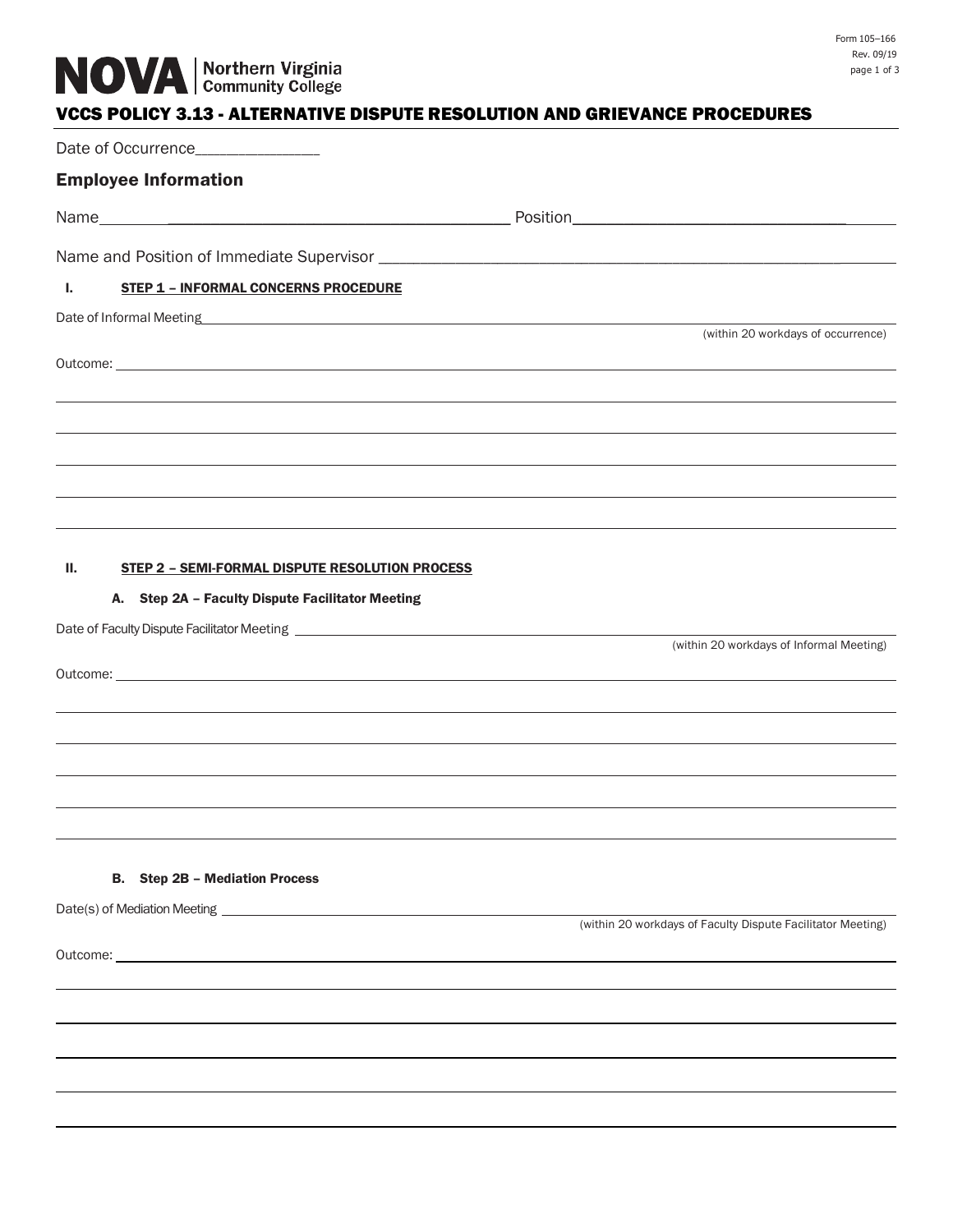# VCCS POLICY 3.13 - ALTERNATIVE DISPUTE RESOLUTION AND GRIEVANCE PROCEDURES

Date of Occurrence_______________

## Employee Information

Name_____________________________________________ Position________________________________

Name and Position of Immediate Supervisor ____________________________________________________

### I. STEP 1 – INFORMAL CONCERNS PROCEDURE

Date of Informal Meeting ____________________________________________________________

(within 20 workdays of occurrence)

Outcome: ____________________________________________________________

____________________________________________________________

____________________________________________________________

____________________________________________________________

____________________________________________________________

____________________________________________________________

### II. STEP 2 – SEMI-FORMAL DISPUTE RESOLUTION PROCESS

#### A. Step 2A – Faculty Dispute Facilitator Meeting

Date of Faculty Dispute Facilitator Meeting ____________________________________________________________

(within 20 workdays of Informal Meeting)

Outcome: ____________________________________________________________

____________________________________________________________

____________________________________________________________

____________________________________________________________

____________________________________________________________

____________________________________________________________

#### B. Step 2B – Mediation Process

Date(s) of Mediation Meeting ____________________________________________________________

(within 20 workdays of Faculty Dispute Facilitator Meeting)

Outcome: ____________________________________________________________

____________________________________________________________

____________________________________________________________

____________________________________________________________

____________________________________________________________

____________________________________________________________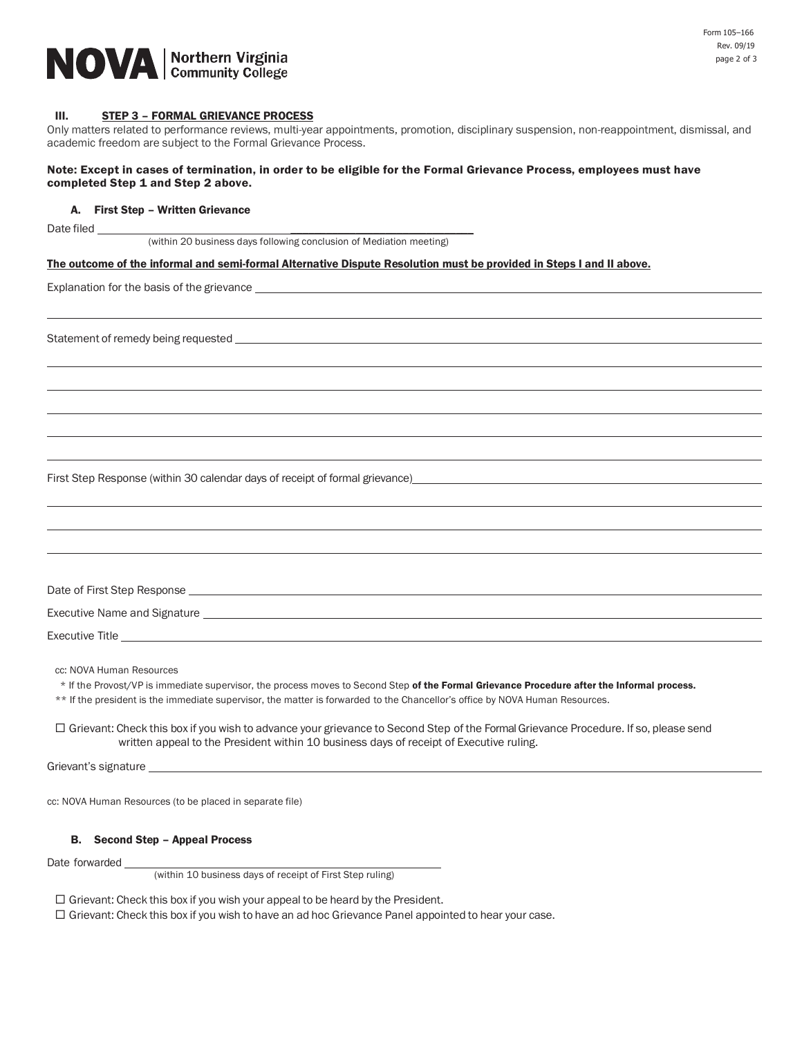## III. STEP 3 – FORMAL GRIEVANCE PROCESS

Only matters related to performance reviews, multi-year appointments, promotion, disciplinary suspension, non-reappointment, dismissal, and academic freedom are subject to the Formal Grievance Process.

**Note: Except in cases of termination, in order to be eligible for the Formal Grievance Process, employees must have completed Step 1 and Step 2 above.**

### A. First Step – Written Grievance

Date filed ______________________________________________

(within 20 business days following conclusion of Mediation meeting)

**The outcome of the informal and semi-formal Alternative Dispute Resolution must be provided in Steps I and II above.**

Explanation for the basis of the grievance ______________________________________________

______________________________________________

Statement of remedy being requested ______________________________________________

______________________________________________

______________________________________________

______________________________________________

______________________________________________

______________________________________________

First Step Response (within 30 calendar days of receipt of formal grievance) ______________________________________________

______________________________________________

______________________________________________

______________________________________________

Date of First Step Response ______________________________________________

Executive Name and Signature ______________________________________________

Executive Title ______________________________________________

cc: NOVA Human Resources

\* If the Provost/VP is immediate supervisor, the process moves to Second Step **of the Formal Grievance Procedure after the Informal process.**

\*\* If the president is the immediate supervisor, the matter is forwarded to the Chancellor's office by NOVA Human Resources.

☐ Grievant: Check this box if you wish to advance your grievance to Second Step of the Formal Grievance Procedure. If so, please send written appeal to the President within 10 business days of receipt of Executive ruling.

Grievant's signature ______________________________________________

cc: NOVA Human Resources (to be placed in separate file)

### B. Second Step – Appeal Process

Date forwarded ______________________________________________

(within 10 business days of receipt of First Step ruling)

☐ Grievant: Check this box if you wish your appeal to be heard by the President.

☐ Grievant: Check this box if you wish to have an ad hoc Grievance Panel appointed to hear your case.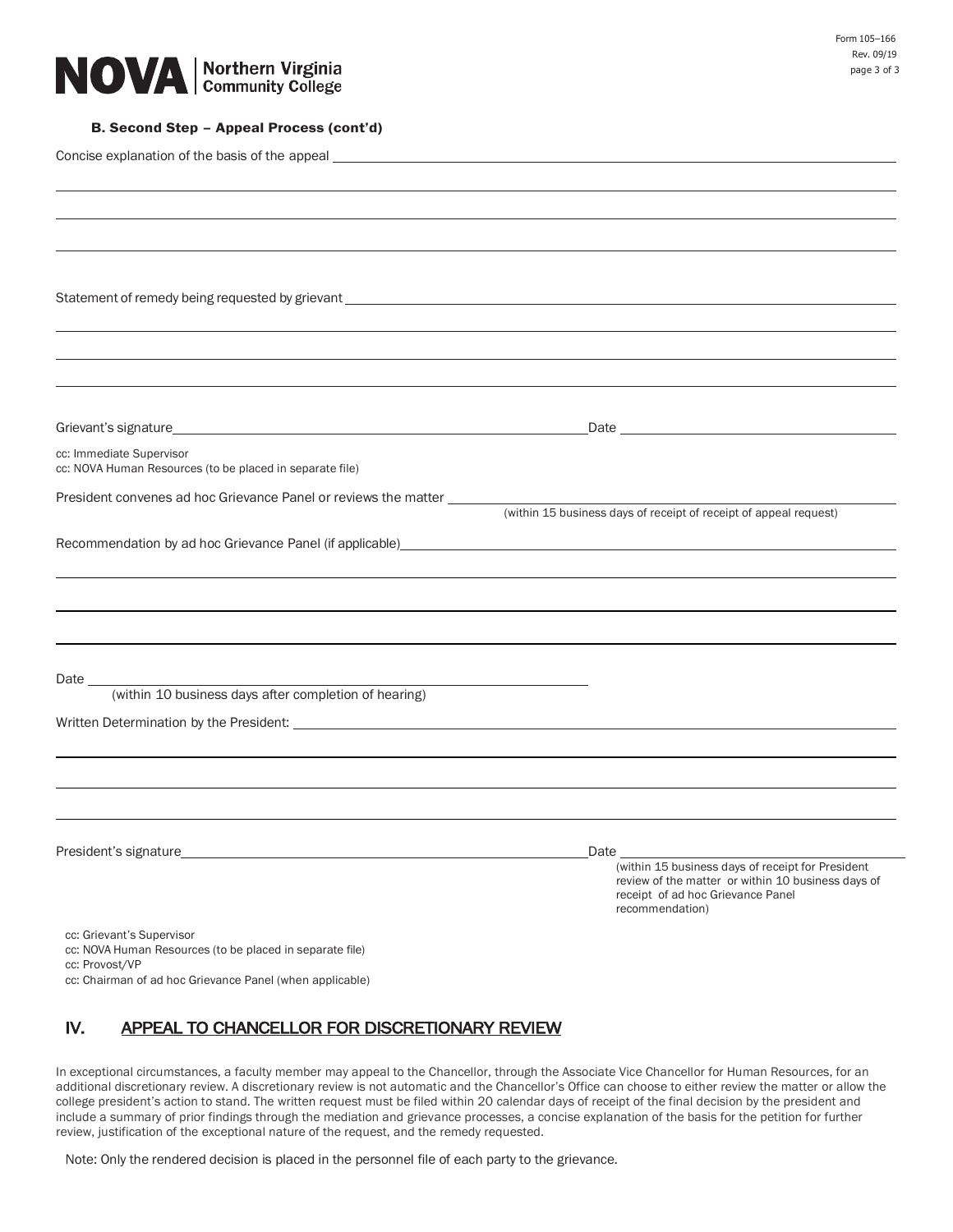### B. Second Step – Appeal Process (cont'd)

Concise explanation of the basis of the appeal ______________________________________________

______________________________________________

______________________________________________

______________________________________________

Statement of remedy being requested by grievant ______________________________________________

______________________________________________

______________________________________________

______________________________________________

Grievant's signature ______________________________ Date ______________________________

cc: Immediate Supervisor
cc: NOVA Human Resources (to be placed in separate file)

President convenes ad hoc Grievance Panel or reviews the matter ______________________________
(within 15 business days of receipt of receipt of appeal request)

Recommendation by ad hoc Grievance Panel (if applicable) ______________________________________________

______________________________________________

______________________________________________

______________________________________________

Date ______________________________
(within 10 business days after completion of hearing)

Written Determination by the President: ______________________________________________

______________________________________________

______________________________________________

______________________________________________

President's signature ______________________________ Date ______________________________
(within 15 business days of receipt for President review of the matter or within 10 business days of receipt of ad hoc Grievance Panel recommendation)

cc: Grievant's Supervisor
cc: NOVA Human Resources (to be placed in separate file)
cc: Provost/VP
cc: Chairman of ad hoc Grievance Panel (when applicable)

## IV. APPEAL TO CHANCELLOR FOR DISCRETIONARY REVIEW

In exceptional circumstances, a faculty member may appeal to the Chancellor, through the Associate Vice Chancellor for Human Resources, for an additional discretionary review. A discretionary review is not automatic and the Chancellor's Office can choose to either review the matter or allow the college president's action to stand. The written request must be filed within 20 calendar days of receipt of the final decision by the president and include a summary of prior findings through the mediation and grievance processes, a concise explanation of the basis for the petition for further review, justification of the exceptional nature of the request, and the remedy requested.

Note: Only the rendered decision is placed in the personnel file of each party to the grievance.